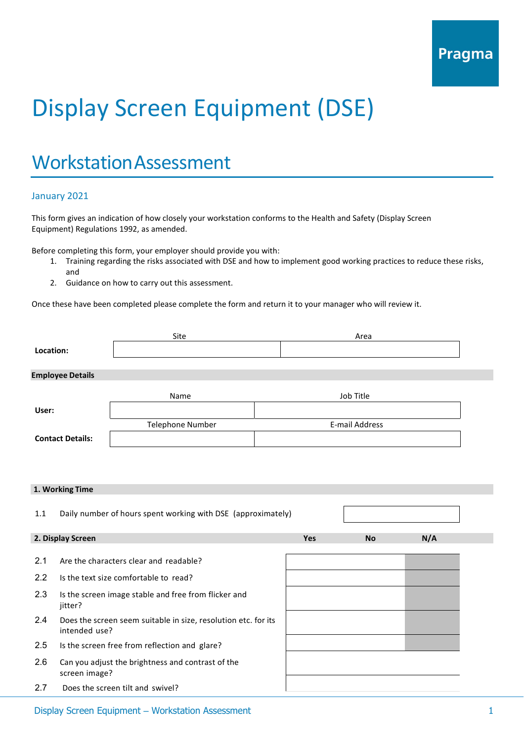Pragma

# Display Screen Equipment (DSE)

## Workstation Assessment

January 2021

This form gives an indication of how closely your workstation conforms to the Health and Safety (Display Screen Equipment) Regulations 1992, as amended.

Before completing this form, your employer should provide you with:

1. Training regarding the risks associated with DSE and how to implement good working practices to reduce these risks, and
2. Guidance on how to carry out this assessment.

Once these have been completed please complete the form and return it to your manager who will review it.

| | Site | Area |
|---|---|---|
| **Location:** | | |

**Employee Details**

| | Name | Job Title |
|---|---|---|
| **User:** | | |
| | **Telephone Number** | **E-mail Address** |
| **Contact Details:** | | |

**1. Working Time**

| | | |
|---|---|---|
| 1.1 | Daily number of hours spent working with DSE (approximately) | |

| **2. Display Screen** | | **Yes** | **No** | **N/A** |
|---|---|---|---|---|
| 2.1 | Are the characters clear and readable? | | | |
| 2.2 | Is the text size comfortable to read? | | | |
| 2.3 | Is the screen image stable and free from flicker and jitter? | | | |
| 2.4 | Does the screen seem suitable in size, resolution etc. for its intended use? | | | |
| 2.5 | Is the screen free from reflection and glare? | | | |
| 2.6 | Can you adjust the brightness and contrast of the screen image? | | | |
| 2.7 | Does the screen tilt and swivel? | | | |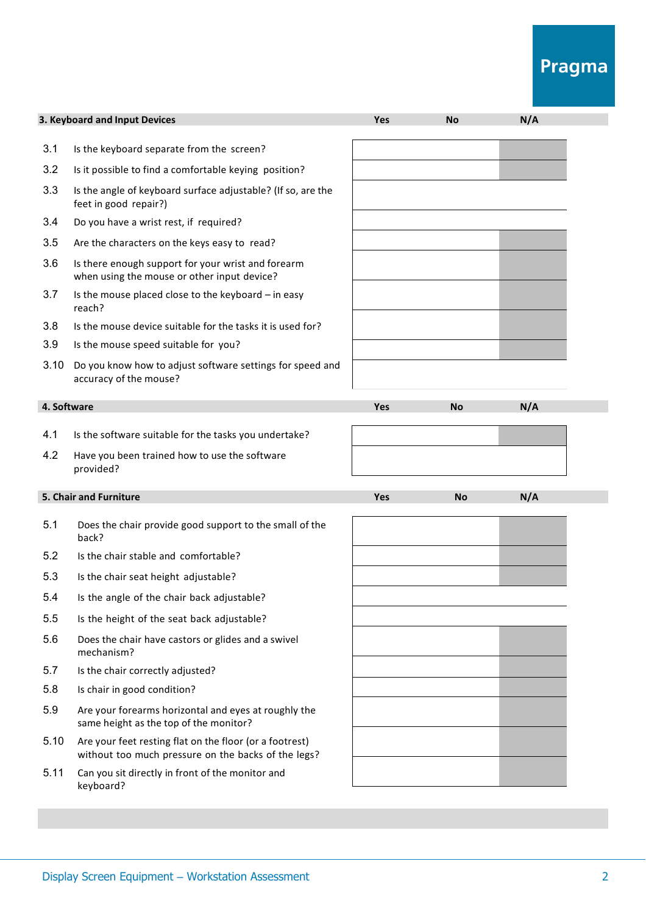| 3. Keyboard and Input Devices | | Yes | No | N/A |
|---|---|---|---|---|
| 3.1 | Is the keyboard separate from the screen? | | | |
| 3.2 | Is it possible to find a comfortable keying position? | | | |
| 3.3 | Is the angle of keyboard surface adjustable? (If so, are the feet in good repair?) | | | |
| 3.4 | Do you have a wrist rest, if required? | | | |
| 3.5 | Are the characters on the keys easy to read? | | | |
| 3.6 | Is there enough support for your wrist and forearm when using the mouse or other input device? | | | |
| 3.7 | Is the mouse placed close to the keyboard – in easy reach? | | | |
| 3.8 | Is the mouse device suitable for the tasks it is used for? | | | |
| 3.9 | Is the mouse speed suitable for you? | | | |
| 3.10 | Do you know how to adjust software settings for speed and accuracy of the mouse? | | | |

| 4. Software | | Yes | No | N/A |
|---|---|---|---|---|
| 4.1 | Is the software suitable for the tasks you undertake? | | | |
| 4.2 | Have you been trained how to use the software provided? | | | |

| 5. Chair and Furniture | | Yes | No | N/A |
|---|---|---|---|---|
| 5.1 | Does the chair provide good support to the small of the back? | | | |
| 5.2 | Is the chair stable and comfortable? | | | |
| 5.3 | Is the chair seat height adjustable? | | | |
| 5.4 | Is the angle of the chair back adjustable? | | | |
| 5.5 | Is the height of the seat back adjustable? | | | |
| 5.6 | Does the chair have castors or glides and a swivel mechanism? | | | |
| 5.7 | Is the chair correctly adjusted? | | | |
| 5.8 | Is chair in good condition? | | | |
| 5.9 | Are your forearms horizontal and eyes at roughly the same height as the top of the monitor? | | | |
| 5.10 | Are your feet resting flat on the floor (or a footrest) without too much pressure on the backs of the legs? | | | |
| 5.11 | Can you sit directly in front of the monitor and keyboard? | | | |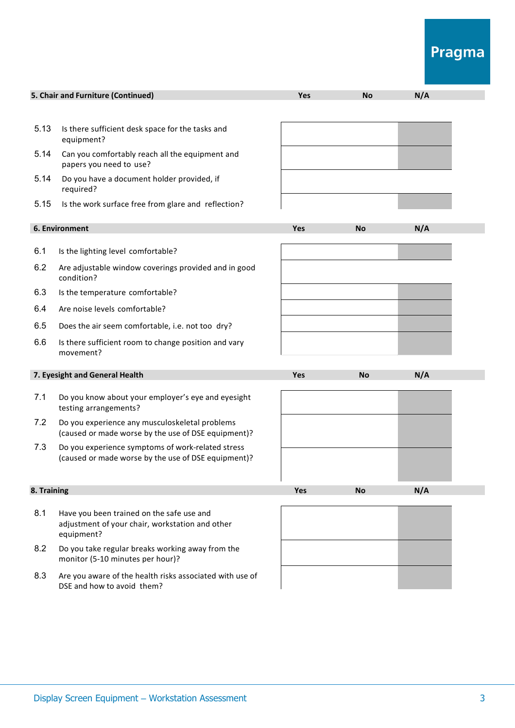| 5. Chair and Furniture (Continued) | | Yes | No | N/A |
|---|---|---|---|---|
| 5.13 | Is there sufficient desk space for the tasks and equipment? | | | |
| 5.14 | Can you comfortably reach all the equipment and papers you need to use? | | | |
| 5.14 | Do you have a document holder provided, if required? | | | |
| 5.15 | Is the work surface free from glare and reflection? | | | |

| 6. Environment | | Yes | No | N/A |
|---|---|---|---|---|
| 6.1 | Is the lighting level comfortable? | | | |
| 6.2 | Are adjustable window coverings provided and in good condition? | | | |
| 6.3 | Is the temperature comfortable? | | | |
| 6.4 | Are noise levels comfortable? | | | |
| 6.5 | Does the air seem comfortable, i.e. not too dry? | | | |
| 6.6 | Is there sufficient room to change position and vary movement? | | | |

| 7. Eyesight and General Health | | Yes | No | N/A |
|---|---|---|---|---|
| 7.1 | Do you know about your employer's eye and eyesight testing arrangements? | | | |
| 7.2 | Do you experience any musculoskeletal problems (caused or made worse by the use of DSE equipment)? | | | |
| 7.3 | Do you experience symptoms of work-related stress (caused or made worse by the use of DSE equipment)? | | | |

| 8. Training | | Yes | No | N/A |
|---|---|---|---|---|
| 8.1 | Have you been trained on the safe use and adjustment of your chair, workstation and other equipment? | | | |
| 8.2 | Do you take regular breaks working away from the monitor (5-10 minutes per hour)? | | | |
| 8.3 | Are you aware of the health risks associated with use of DSE and how to avoid them? | | | |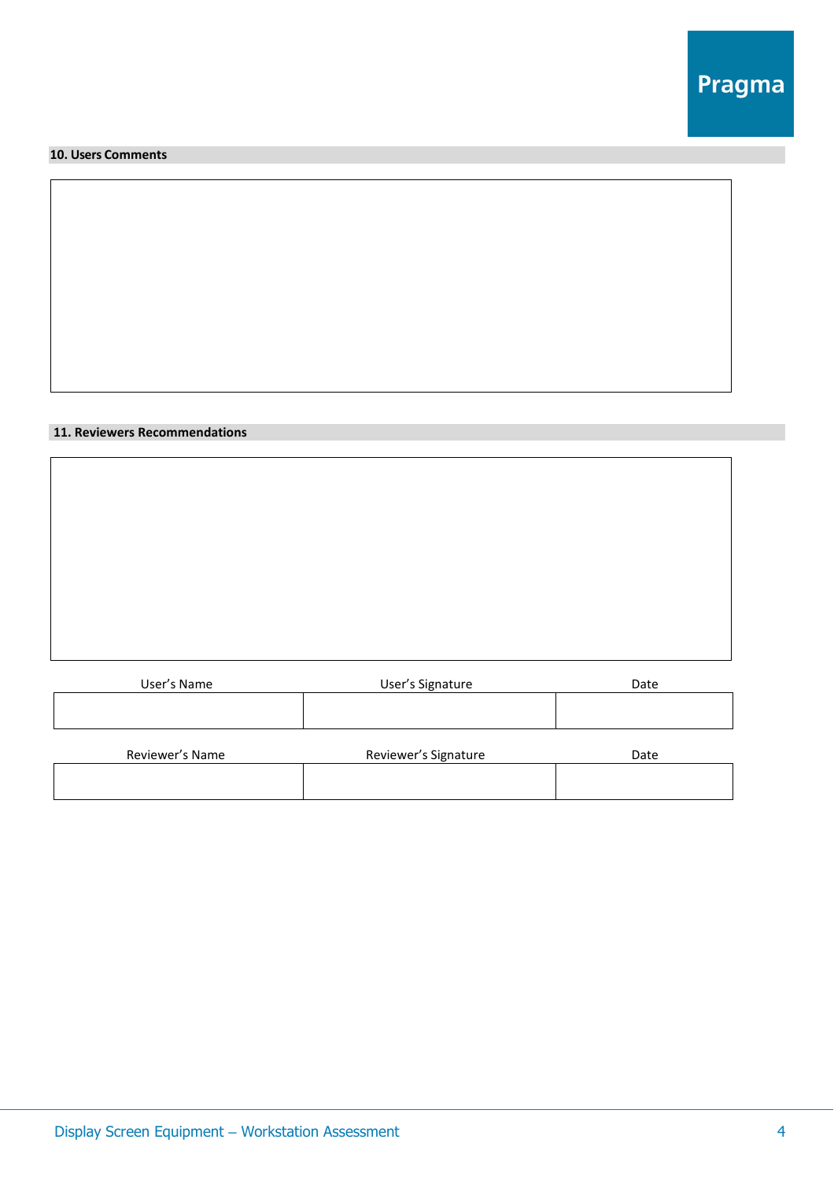Pragma

## 10. Users Comments

## 11. Reviewers Recommendations

| User's Name | User's Signature | Date |
|---|---|---|
| | | |

| Reviewer's Name | Reviewer's Signature | Date |
|---|---|---|
| | | |